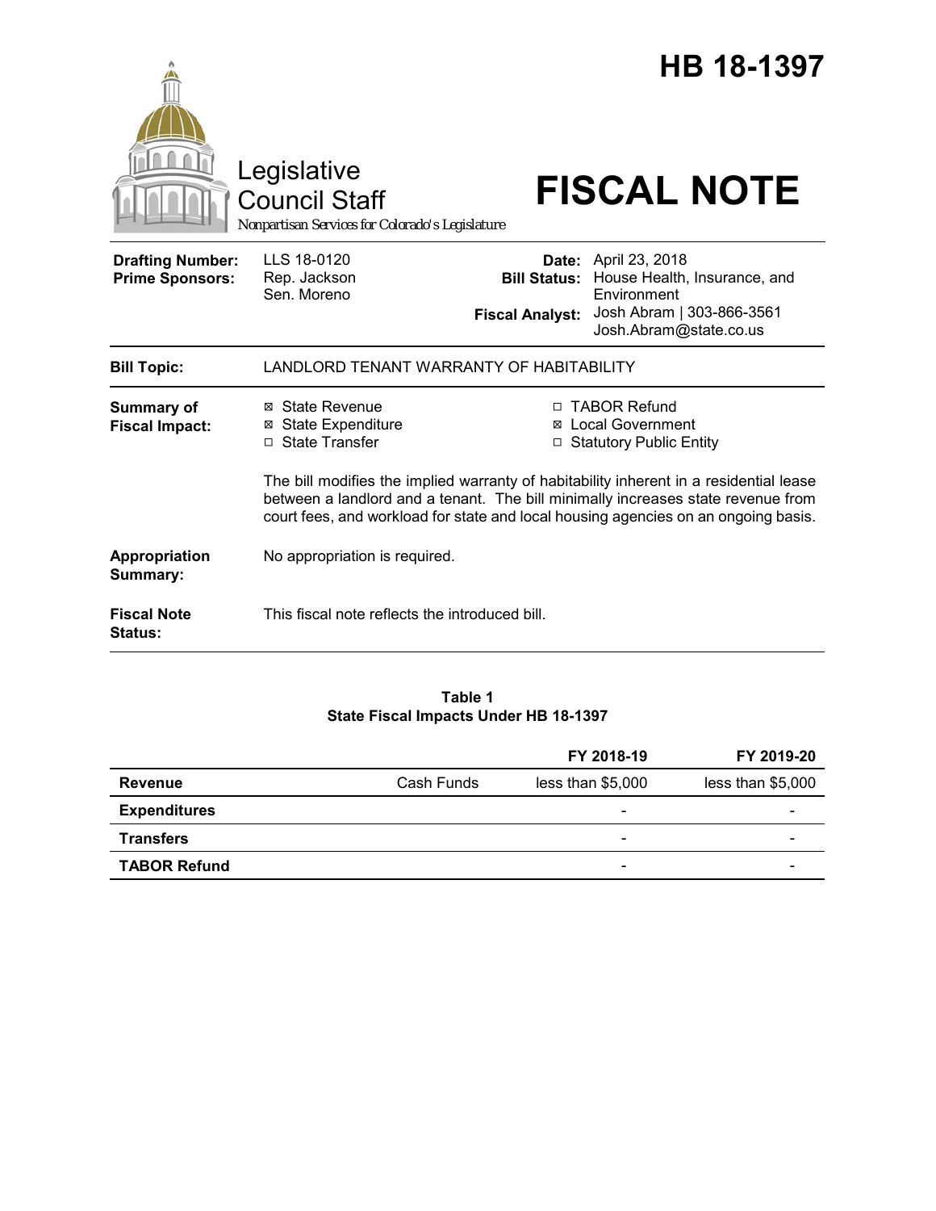# HB 18-1397

Legislative Council Staff

*Nonpartisan Services for Colorado's Legislature*

# FISCAL NOTE

| | | | |
|---|---|---|---|
| **Drafting Number:** | LLS 18-0120 | **Date:** | April 23, 2018 |
| **Prime Sponsors:** | Rep. Jackson<br>Sen. Moreno | **Bill Status:** | House Health, Insurance, and Environment |
| | | **Fiscal Analyst:** | Josh Abram \| 303-866-3561<br>Josh.Abram@state.co.us |

| | |
|---|---|
| **Bill Topic:** | LANDLORD TENANT WARRANTY OF HABITABILITY |
| **Summary of Fiscal Impact:** | ☒ State Revenue ☒ State Expenditure ☐ State Transfer ☐ TABOR Refund ☒ Local Government ☐ Statutory Public Entity<br><br>The bill modifies the implied warranty of habitability inherent in a residential lease between a landlord and a tenant. The bill minimally increases state revenue from court fees, and workload for state and local housing agencies on an ongoing basis. |
| **Appropriation Summary:** | No appropriation is required. |
| **Fiscal Note Status:** | This fiscal note reflects the introduced bill. |

**Table 1**
**State Fiscal Impacts Under HB 18-1397**

| | | FY 2018-19 | FY 2019-20 |
|---|---|---|---|
| **Revenue** | Cash Funds | less than $5,000 | less than $5,000 |
| **Expenditures** | | - | - |
| **Transfers** | | - | - |
| **TABOR Refund** | | - | - |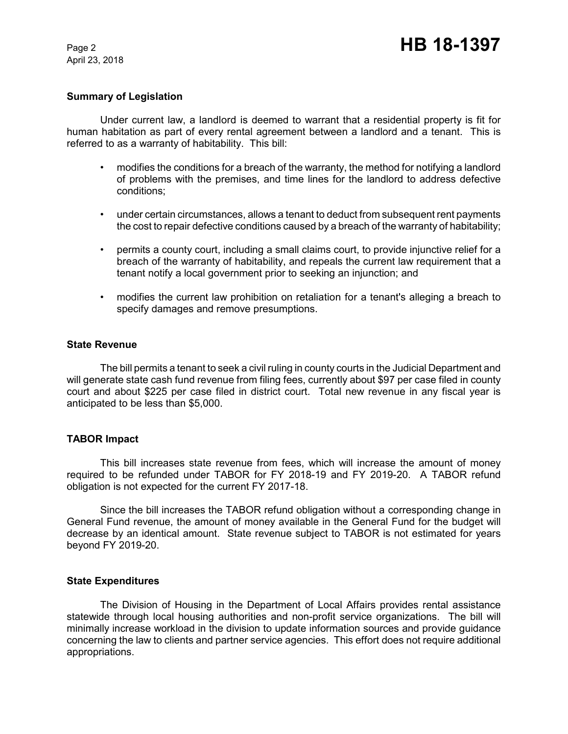## Summary of Legislation

Under current law, a landlord is deemed to warrant that a residential property is fit for human habitation as part of every rental agreement between a landlord and a tenant. This is referred to as a warranty of habitability. This bill:

- modifies the conditions for a breach of the warranty, the method for notifying a landlord of problems with the premises, and time lines for the landlord to address defective conditions;
- under certain circumstances, allows a tenant to deduct from subsequent rent payments the cost to repair defective conditions caused by a breach of the warranty of habitability;
- permits a county court, including a small claims court, to provide injunctive relief for a breach of the warranty of habitability, and repeals the current law requirement that a tenant notify a local government prior to seeking an injunction; and
- modifies the current law prohibition on retaliation for a tenant's alleging a breach to specify damages and remove presumptions.

## State Revenue

The bill permits a tenant to seek a civil ruling in county courts in the Judicial Department and will generate state cash fund revenue from filing fees, currently about $97 per case filed in county court and about $225 per case filed in district court. Total new revenue in any fiscal year is anticipated to be less than $5,000.

## TABOR Impact

This bill increases state revenue from fees, which will increase the amount of money required to be refunded under TABOR for FY 2018-19 and FY 2019-20. A TABOR refund obligation is not expected for the current FY 2017-18.

Since the bill increases the TABOR refund obligation without a corresponding change in General Fund revenue, the amount of money available in the General Fund for the budget will decrease by an identical amount. State revenue subject to TABOR is not estimated for years beyond FY 2019-20.

## State Expenditures

The Division of Housing in the Department of Local Affairs provides rental assistance statewide through local housing authorities and non-profit service organizations. The bill will minimally increase workload in the division to update information sources and provide guidance concerning the law to clients and partner service agencies. This effort does not require additional appropriations.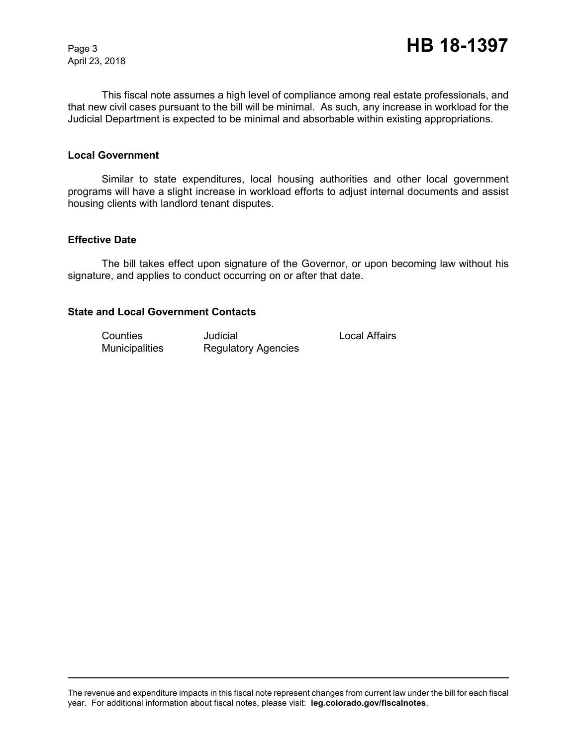This fiscal note assumes a high level of compliance among real estate professionals, and that new civil cases pursuant to the bill will be minimal. As such, any increase in workload for the Judicial Department is expected to be minimal and absorbable within existing appropriations.

### Local Government

Similar to state expenditures, local housing authorities and other local government programs will have a slight increase in workload efforts to adjust internal documents and assist housing clients with landlord tenant disputes.

### Effective Date

The bill takes effect upon signature of the Governor, or upon becoming law without his signature, and applies to conduct occurring on or after that date.

### State and Local Government Contacts

| | | |
|---|---|---|
| Counties | Judicial | Local Affairs |
| Municipalities | Regulatory Agencies | |

The revenue and expenditure impacts in this fiscal note represent changes from current law under the bill for each fiscal year. For additional information about fiscal notes, please visit: **leg.colorado.gov/fiscalnotes**.